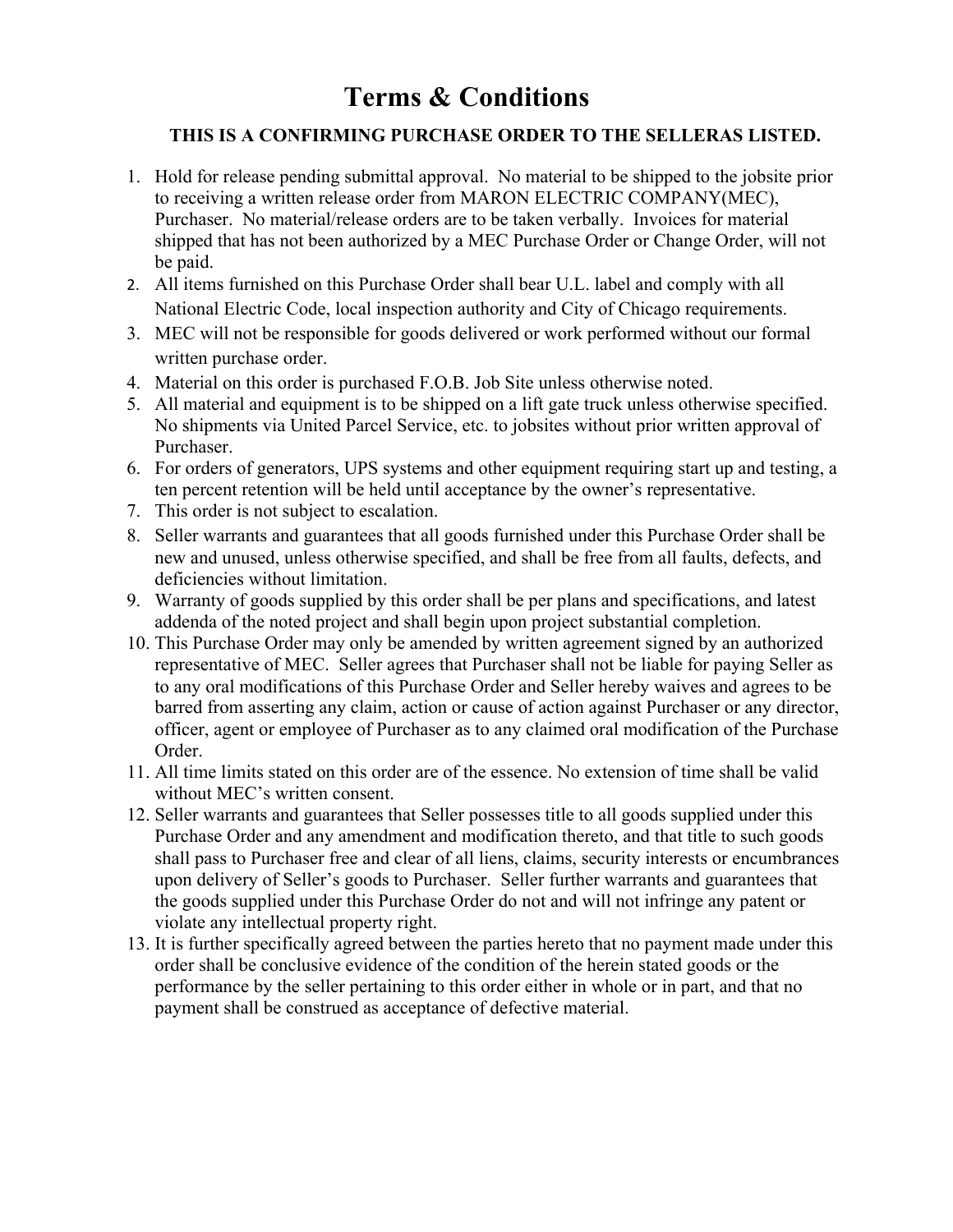# Terms & Conditions

**THIS IS A CONFIRMING PURCHASE ORDER TO THE SELLERAS LISTED.**

1. Hold for release pending submittal approval. No material to be shipped to the jobsite prior to receiving a written release order from MARON ELECTRIC COMPANY(MEC), Purchaser. No material/release orders are to be taken verbally. Invoices for material shipped that has not been authorized by a MEC Purchase Order or Change Order, will not be paid.
2. All items furnished on this Purchase Order shall bear U.L. label and comply with all National Electric Code, local inspection authority and City of Chicago requirements.
3. MEC will not be responsible for goods delivered or work performed without our formal written purchase order.
4. Material on this order is purchased F.O.B. Job Site unless otherwise noted.
5. All material and equipment is to be shipped on a lift gate truck unless otherwise specified. No shipments via United Parcel Service, etc. to jobsites without prior written approval of Purchaser.
6. For orders of generators, UPS systems and other equipment requiring start up and testing, a ten percent retention will be held until acceptance by the owner's representative.
7. This order is not subject to escalation.
8. Seller warrants and guarantees that all goods furnished under this Purchase Order shall be new and unused, unless otherwise specified, and shall be free from all faults, defects, and deficiencies without limitation.
9. Warranty of goods supplied by this order shall be per plans and specifications, and latest addenda of the noted project and shall begin upon project substantial completion.
10. This Purchase Order may only be amended by written agreement signed by an authorized representative of MEC. Seller agrees that Purchaser shall not be liable for paying Seller as to any oral modifications of this Purchase Order and Seller hereby waives and agrees to be barred from asserting any claim, action or cause of action against Purchaser or any director, officer, agent or employee of Purchaser as to any claimed oral modification of the Purchase Order.
11. All time limits stated on this order are of the essence. No extension of time shall be valid without MEC's written consent.
12. Seller warrants and guarantees that Seller possesses title to all goods supplied under this Purchase Order and any amendment and modification thereto, and that title to such goods shall pass to Purchaser free and clear of all liens, claims, security interests or encumbrances upon delivery of Seller's goods to Purchaser. Seller further warrants and guarantees that the goods supplied under this Purchase Order do not and will not infringe any patent or violate any intellectual property right.
13. It is further specifically agreed between the parties hereto that no payment made under this order shall be conclusive evidence of the condition of the herein stated goods or the performance by the seller pertaining to this order either in whole or in part, and that no payment shall be construed as acceptance of defective material.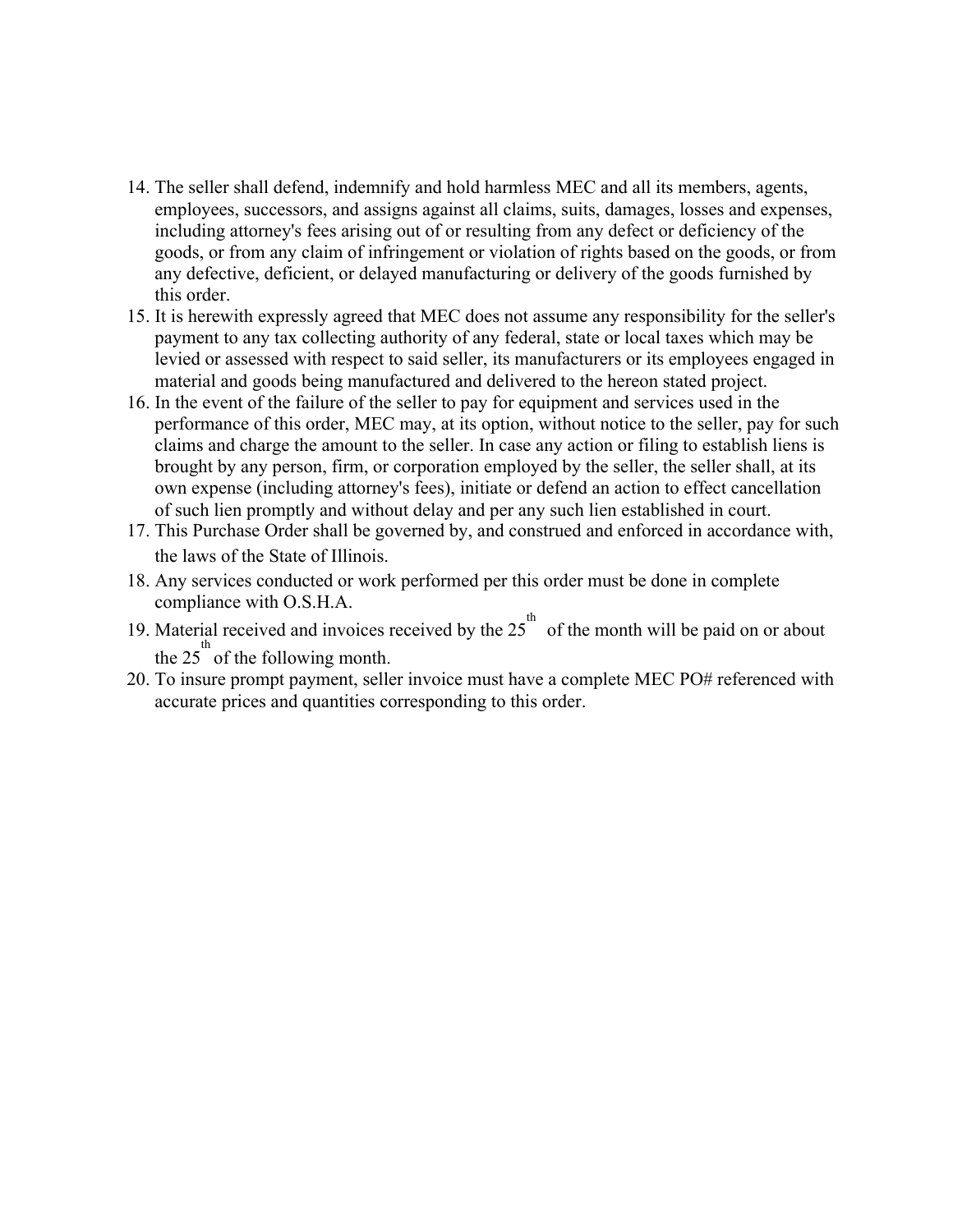14. The seller shall defend, indemnify and hold harmless MEC and all its members, agents, employees, successors, and assigns against all claims, suits, damages, losses and expenses, including attorney's fees arising out of or resulting from any defect or deficiency of the goods, or from any claim of infringement or violation of rights based on the goods, or from any defective, deficient, or delayed manufacturing or delivery of the goods furnished by this order.
15. It is herewith expressly agreed that MEC does not assume any responsibility for the seller's payment to any tax collecting authority of any federal, state or local taxes which may be levied or assessed with respect to said seller, its manufacturers or its employees engaged in material and goods being manufactured and delivered to the hereon stated project.
16. In the event of the failure of the seller to pay for equipment and services used in the performance of this order, MEC may, at its option, without notice to the seller, pay for such claims and charge the amount to the seller. In case any action or filing to establish liens is brought by any person, firm, or corporation employed by the seller, the seller shall, at its own expense (including attorney's fees), initiate or defend an action to effect cancellation of such lien promptly and without delay and per any such lien established in court.
17. This Purchase Order shall be governed by, and construed and enforced in accordance with, the laws of the State of Illinois.
18. Any services conducted or work performed per this order must be done in complete compliance with O.S.H.A.
19. Material received and invoices received by the 25th of the month will be paid on or about the 25th of the following month.
20. To insure prompt payment, seller invoice must have a complete MEC PO# referenced with accurate prices and quantities corresponding to this order.